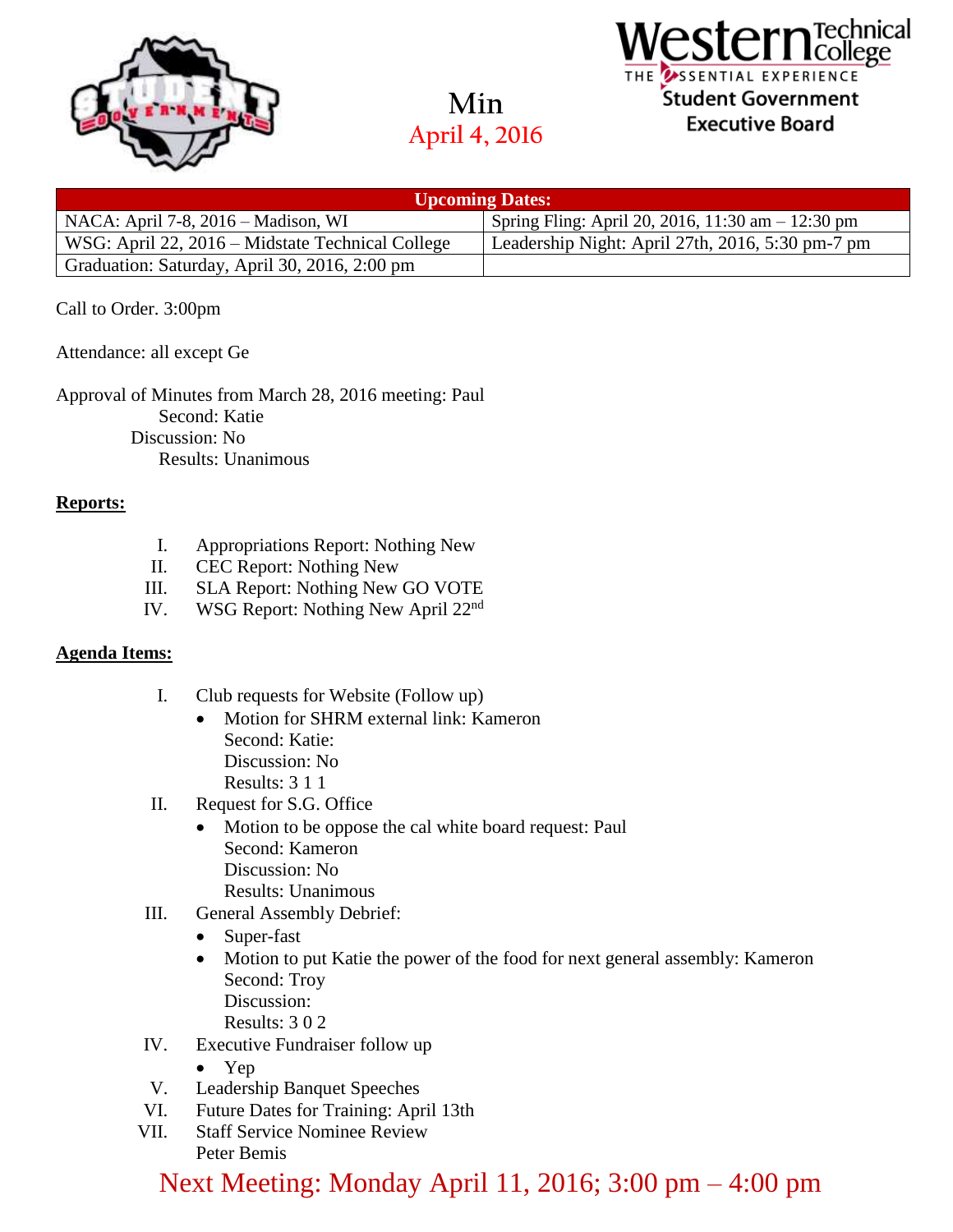# Min

## April 4, 2016

Western Technical College
THE ESSENTIAL EXPERIENCE
Student Government
Executive Board

| Upcoming Dates: | |
|---|---|
| NACA: April 7-8, 2016 – Madison, WI | Spring Fling: April 20, 2016, 11:30 am – 12:30 pm |
| WSG: April 22, 2016 – Midstate Technical College | Leadership Night: April 27th, 2016, 5:30 pm-7 pm |
| Graduation: Saturday, April 30, 2016, 2:00 pm | |

Call to Order. 3:00pm

Attendance: all except Ge

Approval of Minutes from March 28, 2016 meeting: Paul
Second: Katie
Discussion: No
Results: Unanimous

**Reports:**

I. Appropriations Report: Nothing New
II. CEC Report: Nothing New
III. SLA Report: Nothing New GO VOTE
IV. WSG Report: Nothing New April 22nd

**Agenda Items:**

I. Club requests for Website (Follow up)
   - Motion for SHRM external link: Kameron
     Second: Katie:
     Discussion: No
     Results: 3 1 1

II. Request for S.G. Office
   - Motion to be oppose the cal white board request: Paul
     Second: Kameron
     Discussion: No
     Results: Unanimous

III. General Assembly Debrief:
   - Super-fast
   - Motion to put Katie the power of the food for next general assembly: Kameron
     Second: Troy
     Discussion:
     Results: 3 0 2

IV. Executive Fundraiser follow up
   - Yep

V. Leadership Banquet Speeches

VI. Future Dates for Training: April 13th

VII. Staff Service Nominee Review
Peter Bemis

Next Meeting: Monday April 11, 2016; 3:00 pm – 4:00 pm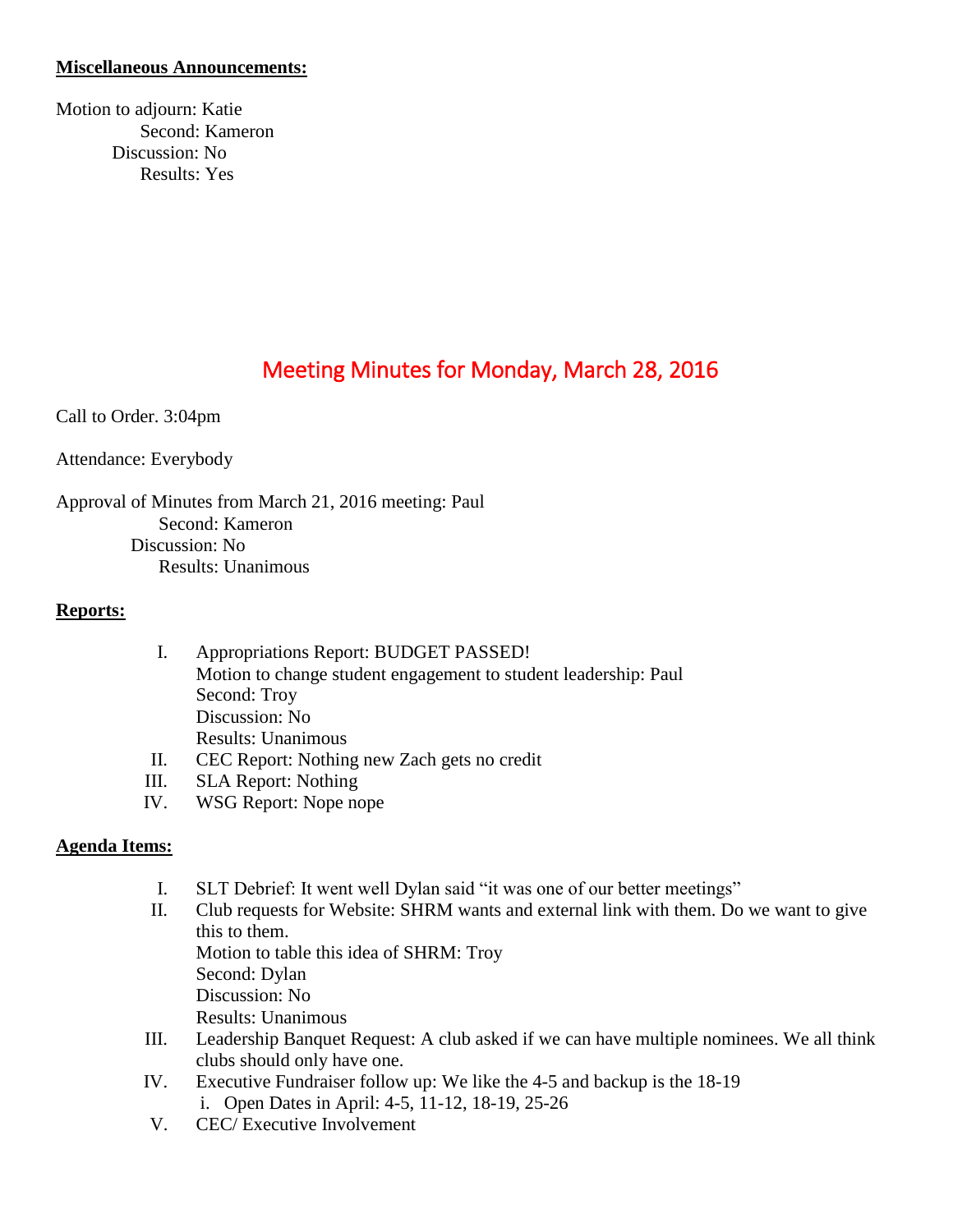**Miscellaneous Announcements:**

Motion to adjourn: Katie
Second: Kameron
Discussion: No
Results: Yes

# Meeting Minutes for Monday, March 28, 2016

Call to Order. 3:04pm

Attendance: Everybody

Approval of Minutes from March 21, 2016 meeting: Paul
Second: Kameron
Discussion: No
Results: Unanimous

**Reports:**

I. Appropriations Report: BUDGET PASSED!
Motion to change student engagement to student leadership: Paul
Second: Troy
Discussion: No
Results: Unanimous
II. CEC Report: Nothing new Zach gets no credit
III. SLA Report: Nothing
IV. WSG Report: Nope nope

**Agenda Items:**

I. SLT Debrief: It went well Dylan said "it was one of our better meetings"
II. Club requests for Website: SHRM wants and external link with them. Do we want to give this to them.
Motion to table this idea of SHRM: Troy
Second: Dylan
Discussion: No
Results: Unanimous
III. Leadership Banquet Request: A club asked if we can have multiple nominees. We all think clubs should only have one.
IV. Executive Fundraiser follow up: We like the 4-5 and backup is the 18-19
   i. Open Dates in April: 4-5, 11-12, 18-19, 25-26
V. CEC/ Executive Involvement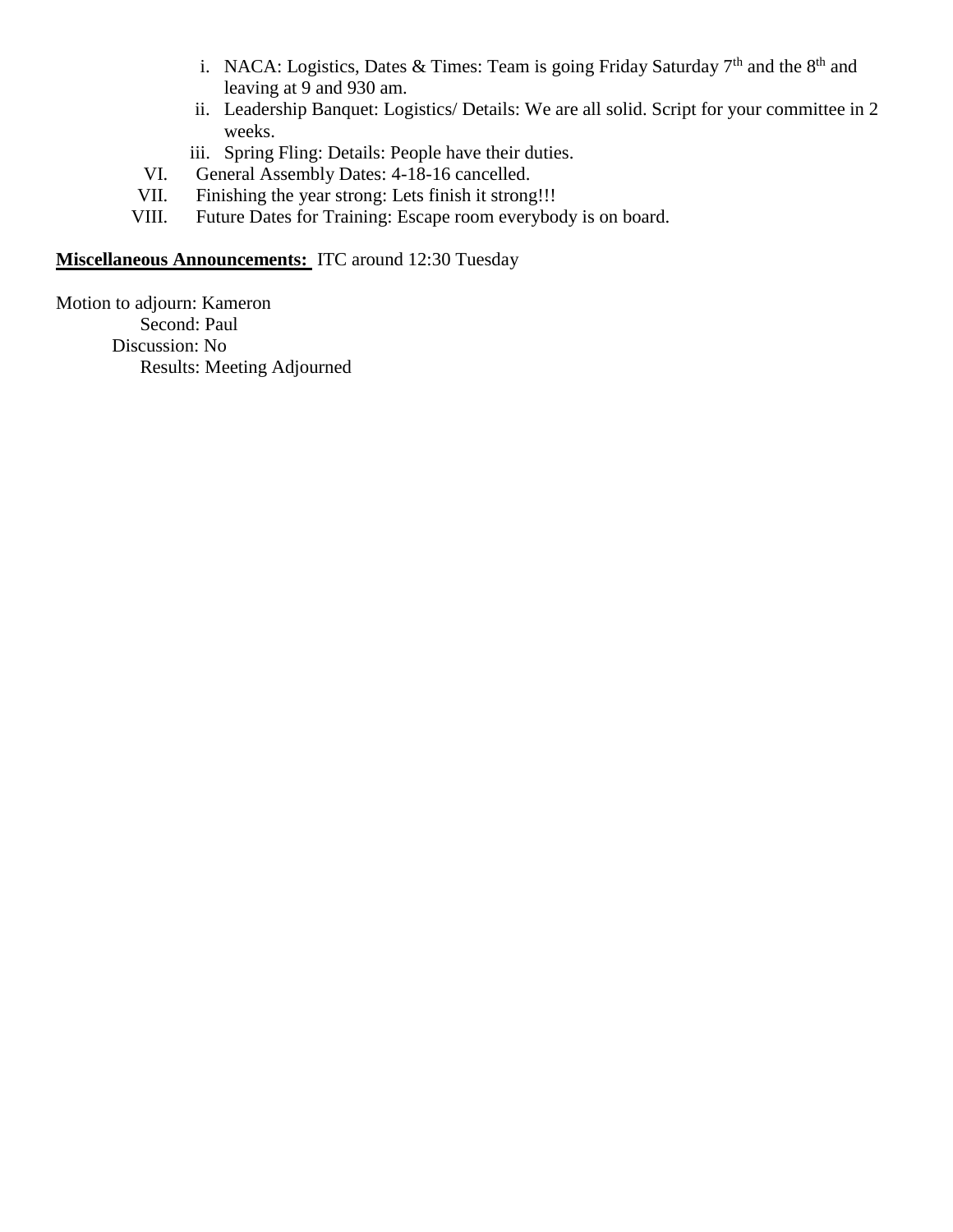i. NACA: Logistics, Dates & Times: Team is going Friday Saturday 7th and the 8th and leaving at 9 and 930 am.
   ii. Leadership Banquet: Logistics/ Details: We are all solid. Script for your committee in 2 weeks.
   iii. Spring Fling: Details: People have their duties.

VI. General Assembly Dates: 4-18-16 cancelled.

VII. Finishing the year strong: Lets finish it strong!!!

VIII. Future Dates for Training: Escape room everybody is on board.

**Miscellaneous Announcements:** ITC around 12:30 Tuesday

Motion to adjourn: Kameron
Second: Paul
Discussion: No
Results: Meeting Adjourned